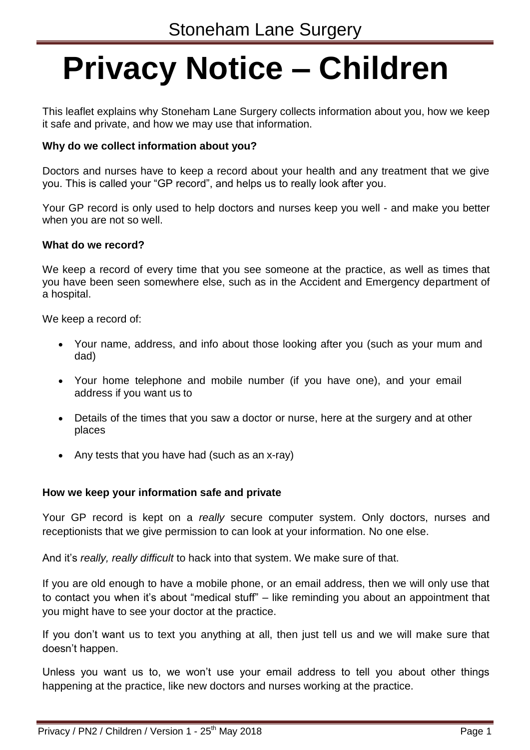Stoneham Lane Surgery

# Privacy Notice – Children

This leaflet explains why Stoneham Lane Surgery collects information about you, how we keep it safe and private, and how we may use that information.

**Why do we collect information about you?**

Doctors and nurses have to keep a record about your health and any treatment that we give you. This is called your "GP record", and helps us to really look after you.

Your GP record is only used to help doctors and nurses keep you well - and make you better when you are not so well.

**What do we record?**

We keep a record of every time that you see someone at the practice, as well as times that you have been seen somewhere else, such as in the Accident and Emergency department of a hospital.

We keep a record of:

- Your name, address, and info about those looking after you (such as your mum and dad)
- Your home telephone and mobile number (if you have one), and your email address if you want us to
- Details of the times that you saw a doctor or nurse, here at the surgery and at other places
- Any tests that you have had (such as an x-ray)

**How we keep your information safe and private**

Your GP record is kept on a *really* secure computer system. Only doctors, nurses and receptionists that we give permission to can look at your information. No one else.

And it's *really, really difficult* to hack into that system. We make sure of that.

If you are old enough to have a mobile phone, or an email address, then we will only use that to contact you when it's about "medical stuff" – like reminding you about an appointment that you might have to see your doctor at the practice.

If you don't want us to text you anything at all, then just tell us and we will make sure that doesn't happen.

Unless you want us to, we won't use your email address to tell you about other things happening at the practice, like new doctors and nurses working at the practice.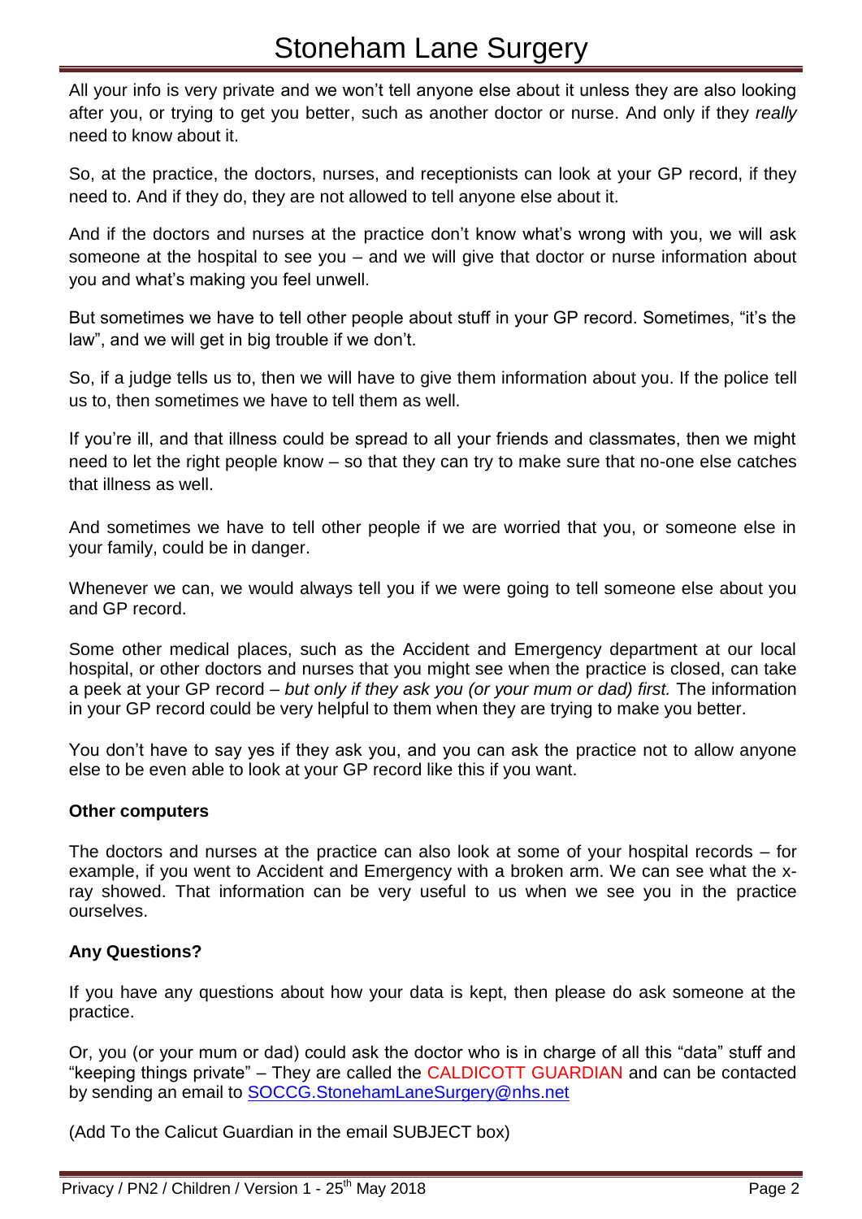All your info is very private and we won't tell anyone else about it unless they are also looking after you, or trying to get you better, such as another doctor or nurse. And only if they *really* need to know about it.

So, at the practice, the doctors, nurses, and receptionists can look at your GP record, if they need to. And if they do, they are not allowed to tell anyone else about it.

And if the doctors and nurses at the practice don't know what's wrong with you, we will ask someone at the hospital to see you – and we will give that doctor or nurse information about you and what's making you feel unwell.

But sometimes we have to tell other people about stuff in your GP record. Sometimes, "it's the law", and we will get in big trouble if we don't.

So, if a judge tells us to, then we will have to give them information about you. If the police tell us to, then sometimes we have to tell them as well.

If you're ill, and that illness could be spread to all your friends and classmates, then we might need to let the right people know – so that they can try to make sure that no-one else catches that illness as well.

And sometimes we have to tell other people if we are worried that you, or someone else in your family, could be in danger.

Whenever we can, we would always tell you if we were going to tell someone else about you and GP record.

Some other medical places, such as the Accident and Emergency department at our local hospital, or other doctors and nurses that you might see when the practice is closed, can take a peek at your GP record – *but only if they ask you (or your mum or dad) first.* The information in your GP record could be very helpful to them when they are trying to make you better.

You don't have to say yes if they ask you, and you can ask the practice not to allow anyone else to be even able to look at your GP record like this if you want.

**Other computers**

The doctors and nurses at the practice can also look at some of your hospital records – for example, if you went to Accident and Emergency with a broken arm. We can see what the x-ray showed. That information can be very useful to us when we see you in the practice ourselves.

**Any Questions?**

If you have any questions about how your data is kept, then please do ask someone at the practice.

Or, you (or your mum or dad) could ask the doctor who is in charge of all this "data" stuff and "keeping things private" – They are called the CALDICOTT GUARDIAN and can be contacted by sending an email to SOCCG.StonehamLaneSurgery@nhs.net

(Add To the Calicut Guardian in the email SUBJECT box)